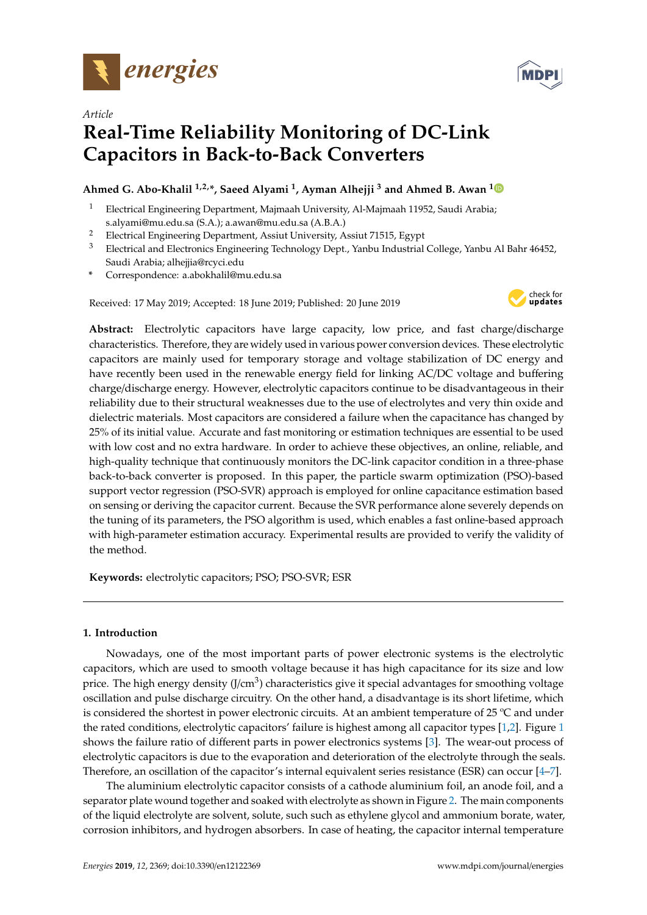*Article*

# Real-Time Reliability Monitoring of DC-Link Capacitors in Back-to-Back Converters

**Ahmed G. Abo-Khalil [1,2,*], Saeed Alyami [1], Ayman Alhejji [3] and Ahmed B. Awan [1]**

1. Electrical Engineering Department, Majmaah University, Al-Majmaah 11952, Saudi Arabia; s.alyami@mu.edu.sa (S.A.); a.awan@mu.edu.sa (A.B.A.)
2. Electrical Engineering Department, Assiut University, Assiut 71515, Egypt
3. Electrical and Electronics Engineering Technology Dept., Yanbu Industrial College, Yanbu Al Bahr 46452, Saudi Arabia; alhejjia@rcyci.edu

\* Correspondence: a.abokhalil@mu.edu.sa

Received: 17 May 2019; Accepted: 18 June 2019; Published: 20 June 2019

**Abstract:** Electrolytic capacitors have large capacity, low price, and fast charge/discharge characteristics. Therefore, they are widely used in various power conversion devices. These electrolytic capacitors are mainly used for temporary storage and voltage stabilization of DC energy and have recently been used in the renewable energy field for linking AC/DC voltage and buffering charge/discharge energy. However, electrolytic capacitors continue to be disadvantageous in their reliability due to their structural weaknesses due to the use of electrolytes and very thin oxide and dielectric materials. Most capacitors are considered a failure when the capacitance has changed by 25% of its initial value. Accurate and fast monitoring or estimation techniques are essential to be used with low cost and no extra hardware. In order to achieve these objectives, an online, reliable, and high-quality technique that continuously monitors the DC-link capacitor condition in a three-phase back-to-back converter is proposed. In this paper, the particle swarm optimization (PSO)-based support vector regression (PSO-SVR) approach is employed for online capacitance estimation based on sensing or deriving the capacitor current. Because the SVR performance alone severely depends on the tuning of its parameters, the PSO algorithm is used, which enables a fast online-based approach with high-parameter estimation accuracy. Experimental results are provided to verify the validity of the method.

**Keywords:** electrolytic capacitors; PSO; PSO-SVR; ESR

## 1. Introduction

Nowadays, one of the most important parts of power electronic systems is the electrolytic capacitors, which are used to smooth voltage because it has high capacitance for its size and low price. The high energy density (J/cm$^3$) characteristics give it special advantages for smoothing voltage oscillation and pulse discharge circuitry. On the other hand, a disadvantage is its short lifetime, which is considered the shortest in power electronic circuits. At an ambient temperature of 25 °C and under the rated conditions, electrolytic capacitors' failure is highest among all capacitor types [1,2]. Figure 1 shows the failure ratio of different parts in power electronics systems [3]. The wear-out process of electrolytic capacitors is due to the evaporation and deterioration of the electrolyte through the seals. Therefore, an oscillation of the capacitor's internal equivalent series resistance (ESR) can occur [4–7].

The aluminium electrolytic capacitor consists of a cathode aluminium foil, an anode foil, and a separator plate wound together and soaked with electrolyte as shown in Figure 2. The main components of the liquid electrolyte are solvent, solute, such such as ethylene glycol and ammonium borate, water, corrosion inhibitors, and hydrogen absorbers. In case of heating, the capacitor internal temperature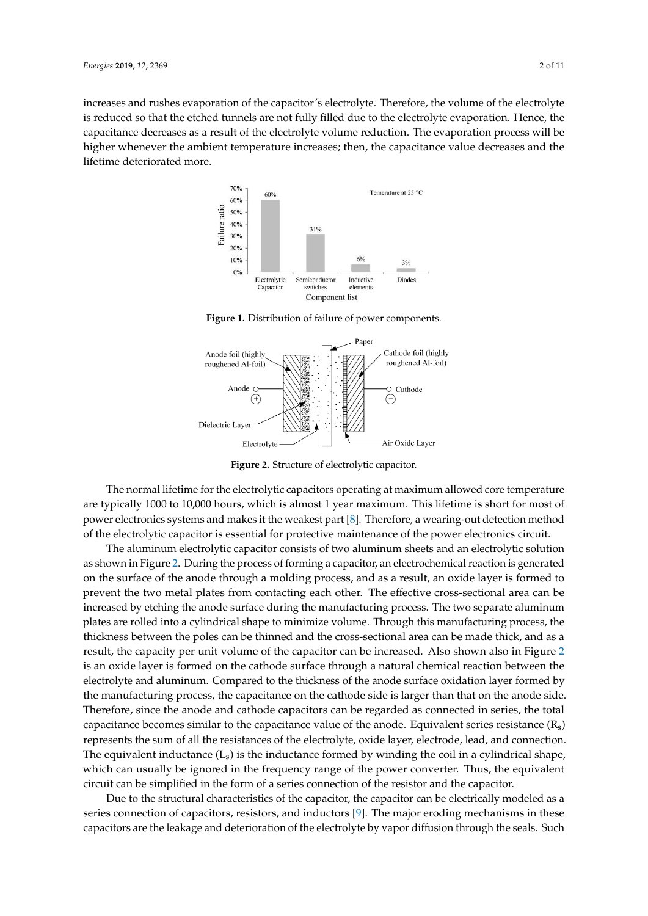increases and rushes evaporation of the capacitor's electrolyte. Therefore, the volume of the electrolyte is reduced so that the etched tunnels are not fully filled due to the electrolyte evaporation. Hence, the capacitance decreases as a result of the electrolyte volume reduction. The evaporation process will be higher whenever the ambient temperature increases; then, the capacitance value decreases and the lifetime deteriorated more.

**Figure 1.** Distribution of failure of power components.

**Figure 2.** Structure of electrolytic capacitor.

The normal lifetime for the electrolytic capacitors operating at maximum allowed core temperature are typically 1000 to 10,000 hours, which is almost 1 year maximum. This lifetime is short for most of power electronics systems and makes it the weakest part [8]. Therefore, a wearing-out detection method of the electrolytic capacitor is essential for protective maintenance of the power electronics circuit.

The aluminum electrolytic capacitor consists of two aluminum sheets and an electrolytic solution as shown in Figure 2. During the process of forming a capacitor, an electrochemical reaction is generated on the surface of the anode through a molding process, and as a result, an oxide layer is formed to prevent the two metal plates from contacting each other. The effective cross-sectional area can be increased by etching the anode surface during the manufacturing process. The two separate aluminum plates are rolled into a cylindrical shape to minimize volume. Through this manufacturing process, the thickness between the poles can be thinned and the cross-sectional area can be made thick, and as a result, the capacity per unit volume of the capacitor can be increased. Also shown also in Figure 2 is an oxide layer is formed on the cathode surface through a natural chemical reaction between the electrolyte and aluminum. Compared to the thickness of the anode surface oxidation layer formed by the manufacturing process, the capacitance on the cathode side is larger than that on the anode side. Therefore, since the anode and cathode capacitors can be regarded as connected in series, the total capacitance becomes similar to the capacitance value of the anode. Equivalent series resistance ($R_s$) represents the sum of all the resistances of the electrolyte, oxide layer, electrode, lead, and connection. The equivalent inductance ($L_s$) is the inductance formed by winding the coil in a cylindrical shape, which can usually be ignored in the frequency range of the power converter. Thus, the equivalent circuit can be simplified in the form of a series connection of the resistor and the capacitor.

Due to the structural characteristics of the capacitor, the capacitor can be electrically modeled as a series connection of capacitors, resistors, and inductors [9]. The major eroding mechanisms in these capacitors are the leakage and deterioration of the electrolyte by vapor diffusion through the seals. Such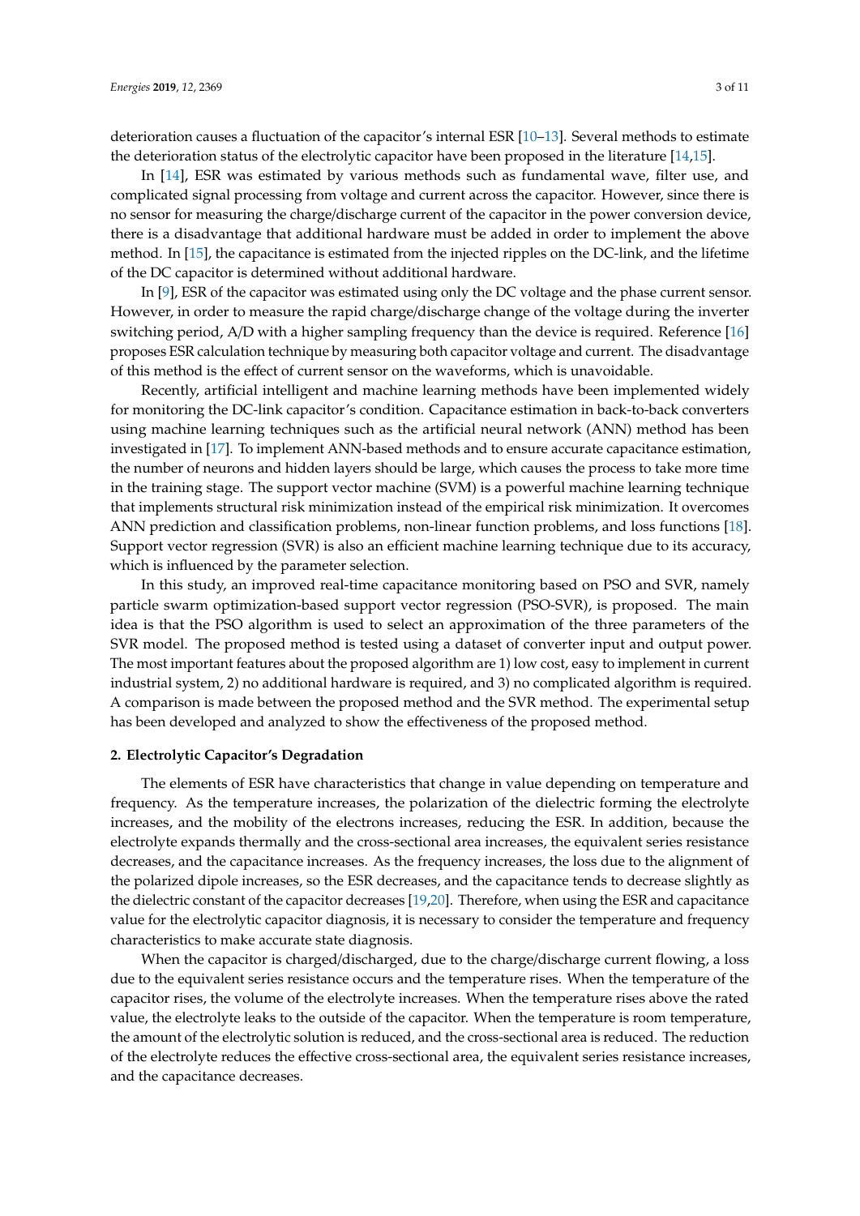deterioration causes a fluctuation of the capacitor's internal ESR [10–13]. Several methods to estimate the deterioration status of the electrolytic capacitor have been proposed in the literature [14,15].

In [14], ESR was estimated by various methods such as fundamental wave, filter use, and complicated signal processing from voltage and current across the capacitor. However, since there is no sensor for measuring the charge/discharge current of the capacitor in the power conversion device, there is a disadvantage that additional hardware must be added in order to implement the above method. In [15], the capacitance is estimated from the injected ripples on the DC-link, and the lifetime of the DC capacitor is determined without additional hardware.

In [9], ESR of the capacitor was estimated using only the DC voltage and the phase current sensor. However, in order to measure the rapid charge/discharge change of the voltage during the inverter switching period, A/D with a higher sampling frequency than the device is required. Reference [16] proposes ESR calculation technique by measuring both capacitor voltage and current. The disadvantage of this method is the effect of current sensor on the waveforms, which is unavoidable.

Recently, artificial intelligent and machine learning methods have been implemented widely for monitoring the DC-link capacitor's condition. Capacitance estimation in back-to-back converters using machine learning techniques such as the artificial neural network (ANN) method has been investigated in [17]. To implement ANN-based methods and to ensure accurate capacitance estimation, the number of neurons and hidden layers should be large, which causes the process to take more time in the training stage. The support vector machine (SVM) is a powerful machine learning technique that implements structural risk minimization instead of the empirical risk minimization. It overcomes ANN prediction and classification problems, non-linear function problems, and loss functions [18]. Support vector regression (SVR) is also an efficient machine learning technique due to its accuracy, which is influenced by the parameter selection.

In this study, an improved real-time capacitance monitoring based on PSO and SVR, namely particle swarm optimization-based support vector regression (PSO-SVR), is proposed. The main idea is that the PSO algorithm is used to select an approximation of the three parameters of the SVR model. The proposed method is tested using a dataset of converter input and output power. The most important features about the proposed algorithm are 1) low cost, easy to implement in current industrial system, 2) no additional hardware is required, and 3) no complicated algorithm is required. A comparison is made between the proposed method and the SVR method. The experimental setup has been developed and analyzed to show the effectiveness of the proposed method.

## 2. Electrolytic Capacitor's Degradation

The elements of ESR have characteristics that change in value depending on temperature and frequency. As the temperature increases, the polarization of the dielectric forming the electrolyte increases, and the mobility of the electrons increases, reducing the ESR. In addition, because the electrolyte expands thermally and the cross-sectional area increases, the equivalent series resistance decreases, and the capacitance increases. As the frequency increases, the loss due to the alignment of the polarized dipole increases, so the ESR decreases, and the capacitance tends to decrease slightly as the dielectric constant of the capacitor decreases [19,20]. Therefore, when using the ESR and capacitance value for the electrolytic capacitor diagnosis, it is necessary to consider the temperature and frequency characteristics to make accurate state diagnosis.

When the capacitor is charged/discharged, due to the charge/discharge current flowing, a loss due to the equivalent series resistance occurs and the temperature rises. When the temperature of the capacitor rises, the volume of the electrolyte increases. When the temperature rises above the rated value, the electrolyte leaks to the outside of the capacitor. When the temperature is room temperature, the amount of the electrolytic solution is reduced, and the cross-sectional area is reduced. The reduction of the electrolyte reduces the effective cross-sectional area, the equivalent series resistance increases, and the capacitance decreases.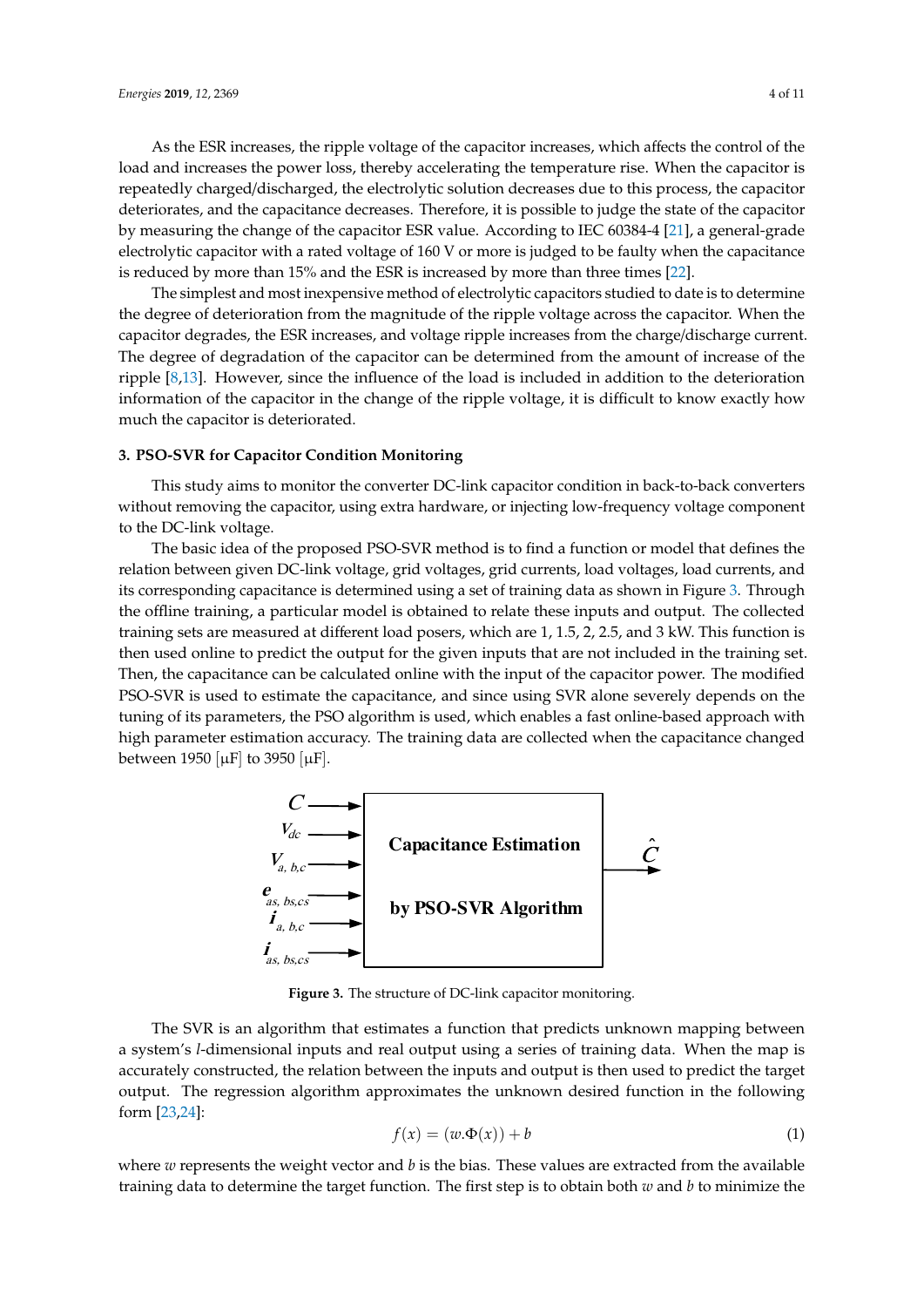As the ESR increases, the ripple voltage of the capacitor increases, which affects the control of the load and increases the power loss, thereby accelerating the temperature rise. When the capacitor is repeatedly charged/discharged, the electrolytic solution decreases due to this process, the capacitor deteriorates, and the capacitance decreases. Therefore, it is possible to judge the state of the capacitor by measuring the change of the capacitor ESR value. According to IEC 60384-4 [21], a general-grade electrolytic capacitor with a rated voltage of 160 V or more is judged to be faulty when the capacitance is reduced by more than 15% and the ESR is increased by more than three times [22].

The simplest and most inexpensive method of electrolytic capacitors studied to date is to determine the degree of deterioration from the magnitude of the ripple voltage across the capacitor. When the capacitor degrades, the ESR increases, and voltage ripple increases from the charge/discharge current. The degree of degradation of the capacitor can be determined from the amount of increase of the ripple [8,13]. However, since the influence of the load is included in addition to the deterioration information of the capacitor in the change of the ripple voltage, it is difficult to know exactly how much the capacitor is deteriorated.

## 3. PSO-SVR for Capacitor Condition Monitoring

This study aims to monitor the converter DC-link capacitor condition in back-to-back converters without removing the capacitor, using extra hardware, or injecting low-frequency voltage component to the DC-link voltage.

The basic idea of the proposed PSO-SVR method is to find a function or model that defines the relation between given DC-link voltage, grid voltages, grid currents, load voltages, load currents, and its corresponding capacitance is determined using a set of training data as shown in Figure 3. Through the offline training, a particular model is obtained to relate these inputs and output. The collected training sets are measured at different load posers, which are 1, 1.5, 2, 2.5, and 3 kW. This function is then used online to predict the output for the given inputs that are not included in the training set. Then, the capacitance can be calculated online with the input of the capacitor power. The modified PSO-SVR is used to estimate the capacitance, and since using SVR alone severely depends on the tuning of its parameters, the PSO algorithm is used, which enables a fast online-based approach with high parameter estimation accuracy. The training data are collected when the capacitance changed between 1950 [μF] to 3950 [μF].

Inputs: $C$, $V_{dc}$, $V_{a,b,c}$, $e_{as,bs,cs}$, $i_{a,b,c}$, $i_{as,bs,cs}$ → **Capacitance Estimation by PSO-SVR Algorithm** → Output: $\hat{C}$

**Figure 3.** The structure of DC-link capacitor monitoring.

The SVR is an algorithm that estimates a function that predicts unknown mapping between a system's $l$-dimensional inputs and real output using a series of training data. When the map is accurately constructed, the relation between the inputs and output is then used to predict the target output. The regression algorithm approximates the unknown desired function in the following form [23,24]:

$$f(x) = (w.\Phi(x)) + b \tag{1}$$

where $w$ represents the weight vector and $b$ is the bias. These values are extracted from the available training data to determine the target function. The first step is to obtain both $w$ and $b$ to minimize the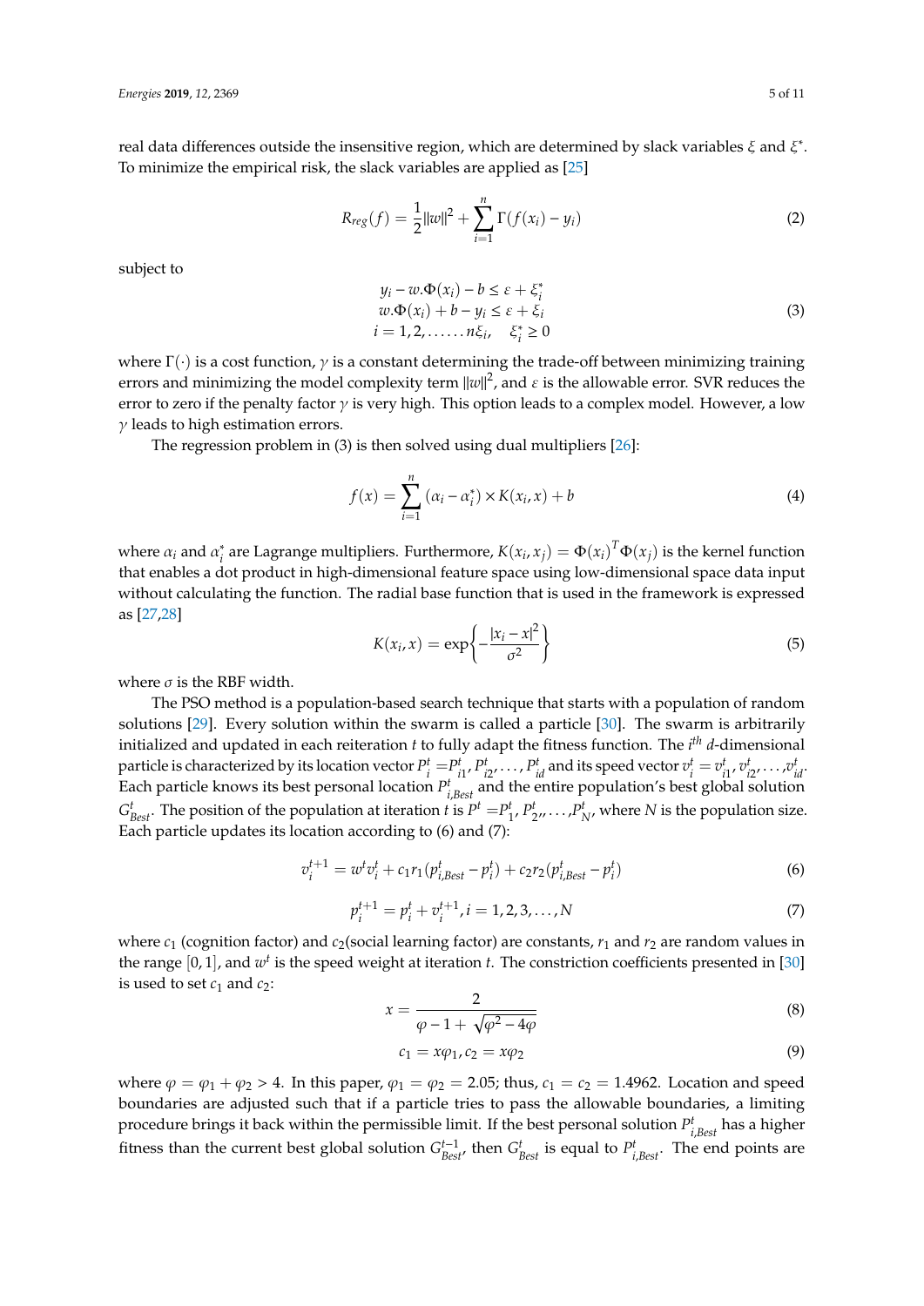real data differences outside the insensitive region, which are determined by slack variables $\xi$ and $\xi^*$. To minimize the empirical risk, the slack variables are applied as [25]

$$R_{reg}(f) = \frac{1}{2}\|w\|^2 + \sum_{i=1}^{n} \Gamma(f(x_i) - y_i) \tag{2}$$

subject to

$$\begin{array}{c} y_i - w.\Phi(x_i) - b \le \varepsilon + \xi_i^* \\ w.\Phi(x_i) + b - y_i \le \varepsilon + \xi_i \\ i = 1, 2, \ldots\ldots n\xi_i, \quad \xi_i^* \ge 0 \end{array} \tag{3}$$

where $\Gamma(\cdot)$ is a cost function, $\gamma$ is a constant determining the trade-off between minimizing training errors and minimizing the model complexity term $\|w\|^2$, and $\varepsilon$ is the allowable error. SVR reduces the error to zero if the penalty factor $\gamma$ is very high. This option leads to a complex model. However, a low $\gamma$ leads to high estimation errors.

The regression problem in (3) is then solved using dual multipliers [26]:

$$f(x) = \sum_{i=1}^{n} (\alpha_i - \alpha_i^*) \times K(x_i, x) + b \tag{4}$$

where $\alpha_i$ and $\alpha_i^*$ are Lagrange multipliers. Furthermore, $K(x_i, x_j) = \Phi(x_i)^T \Phi(x_j)$ is the kernel function that enables a dot product in high-dimensional feature space using low-dimensional space data input without calculating the function. The radial base function that is used in the framework is expressed as [27,28]

$$K(x_i, x) = \exp\left\{-\frac{|x_i - x|^2}{\sigma^2}\right\} \tag{5}$$

where $\sigma$ is the RBF width.

The PSO method is a population-based search technique that starts with a population of random solutions [29]. Every solution within the swarm is called a particle [30]. The swarm is arbitrarily initialized and updated in each reiteration $t$ to fully adapt the fitness function. The $i^{th}$ $d$-dimensional particle is characterized by its location vector $P_i^t = P_{i1}^t, P_{i2}^t, \ldots, P_{id}^t$ and its speed vector $v_i^t = v_{i1}^t, v_{i2}^t, \ldots, v_{id}^t$. Each particle knows its best personal location $P_{i,Best}^t$ and the entire population's best global solution $G_{Best}^t$. The position of the population at iteration $t$ is $P^t = P_1^t, P_2^t, \ldots, P_N^t$, where $N$ is the population size. Each particle updates its location according to (6) and (7):

$$v_i^{t+1} = w^t v_i^t + c_1 r_1 (p_{i,Best}^t - p_i^t) + c_2 r_2 (p_{i,Best}^t - p_i^t) \tag{6}$$

$$p_i^{t+1} = p_i^t + v_i^{t+1}, i = 1, 2, 3, \ldots, N \tag{7}$$

where $c_1$ (cognition factor) and $c_2$(social learning factor) are constants, $r_1$ and $r_2$ are random values in the range $[0, 1]$, and $w^t$ is the speed weight at iteration $t$. The constriction coefficients presented in [30] is used to set $c_1$ and $c_2$:

$$x = \frac{2}{\varphi - 1 + \sqrt{\varphi^2 - 4\varphi}} \tag{8}$$

$$c_1 = x\varphi_1, c_2 = x\varphi_2 \tag{9}$$

where $\varphi = \varphi_1 + \varphi_2 > 4$. In this paper, $\varphi_1 = \varphi_2 = 2.05$; thus, $c_1 = c_2 = 1.4962$. Location and speed boundaries are adjusted such that if a particle tries to pass the allowable boundaries, a limiting procedure brings it back within the permissible limit. If the best personal solution $P_{i,Best}^t$ has a higher fitness than the current best global solution $G_{Best}^{t-1}$, then $G_{Best}^t$ is equal to $P_{i,Best}^t$. The end points are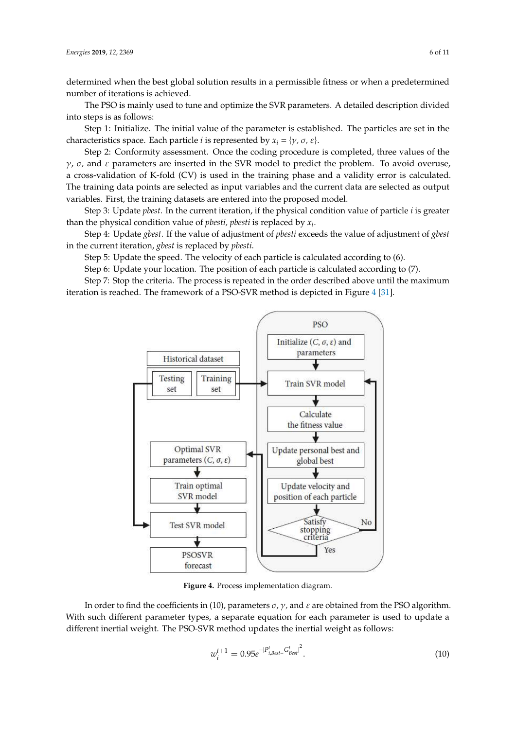determined when the best global solution results in a permissible fitness or when a predetermined number of iterations is achieved.

The PSO is mainly used to tune and optimize the SVR parameters. A detailed description divided into steps is as follows:

Step 1: Initialize. The initial value of the parameter is established. The particles are set in the characteristics space. Each particle $i$ is represented by $x_i = \{\gamma, \sigma, \varepsilon\}$.

Step 2: Conformity assessment. Once the coding procedure is completed, three values of the $\gamma$, $\sigma$, and $\varepsilon$ parameters are inserted in the SVR model to predict the problem. To avoid overuse, a cross-validation of K-fold (CV) is used in the training phase and a validity error is calculated. The training data points are selected as input variables and the current data are selected as output variables. First, the training datasets are entered into the proposed model.

Step 3: Update *pbest*. In the current iteration, if the physical condition value of particle $i$ is greater than the physical condition value of *pbesti, pbesti* is replaced by $x_i$.

Step 4: Update *gbest*. If the value of adjustment of *pbesti* exceeds the value of adjustment of *gbest* in the current iteration, *gbest* is replaced by *pbesti*.

Step 5: Update the speed. The velocity of each particle is calculated according to (6).

Step 6: Update your location. The position of each particle is calculated according to (7).

Step 7: Stop the criteria. The process is repeated in the order described above until the maximum iteration is reached. The framework of a PSO-SVR method is depicted in Figure 4 [31].

**Figure 4.** Process implementation diagram.

In order to find the coefficients in (10), parameters $\sigma$, $\gamma$, and $\varepsilon$ are obtained from the PSO algorithm. With such different parameter types, a separate equation for each parameter is used to update a different inertial weight. The PSO-SVR method updates the inertial weight as follows:

$$w_i^{t+1} = 0.95e^{-|P_{i,Best}^t - G_{Best}^t|^2}. \tag{10}$$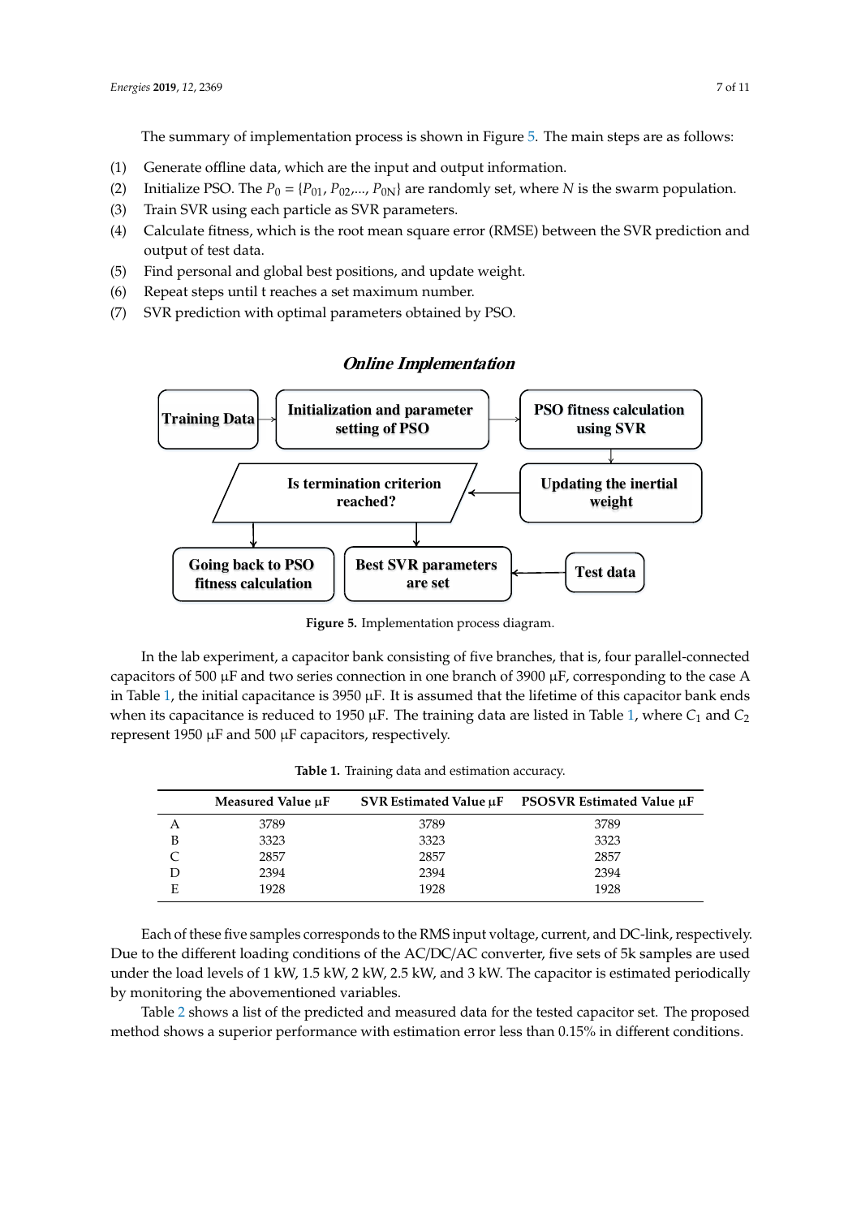The summary of implementation process is shown in Figure 5. The main steps are as follows:

(1) Generate offline data, which are the input and output information.
(2) Initialize PSO. The $P_0 = \{P_{01}, P_{02},..., P_{0N}\}$ are randomly set, where $N$ is the swarm population.
(3) Train SVR using each particle as SVR parameters.
(4) Calculate fitness, which is the root mean square error (RMSE) between the SVR prediction and output of test data.
(5) Find personal and global best positions, and update weight.
(6) Repeat steps until t reaches a set maximum number.
(7) SVR prediction with optimal parameters obtained by PSO.

***Online Implementation***

Training Data → Initialization and parameter setting of PSO → PSO fitness calculation using SVR → Updating the inertial weight → Is termination criterion reached? → Going back to PSO fitness calculation / Best SVR parameters are set ← Test data

**Figure 5.** Implementation process diagram.

In the lab experiment, a capacitor bank consisting of five branches, that is, four parallel-connected capacitors of 500 µF and two series connection in one branch of 3900 µF, corresponding to the case A in Table 1, the initial capacitance is 3950 µF. It is assumed that the lifetime of this capacitor bank ends when its capacitance is reduced to 1950 µF. The training data are listed in Table 1, where $C_1$ and $C_2$ represent 1950 µF and 500 µF capacitors, respectively.

**Table 1.** Training data and estimation accuracy.

| | Measured Value µF | SVR Estimated Value µF | PSOSVR Estimated Value µF |
|---|---|---|---|
| A | 3789 | 3789 | 3789 |
| B | 3323 | 3323 | 3323 |
| C | 2857 | 2857 | 2857 |
| D | 2394 | 2394 | 2394 |
| E | 1928 | 1928 | 1928 |

Each of these five samples corresponds to the RMS input voltage, current, and DC-link, respectively. Due to the different loading conditions of the AC/DC/AC converter, five sets of 5k samples are used under the load levels of 1 kW, 1.5 kW, 2 kW, 2.5 kW, and 3 kW. The capacitor is estimated periodically by monitoring the abovementioned variables.

Table 2 shows a list of the predicted and measured data for the tested capacitor set. The proposed method shows a superior performance with estimation error less than 0.15% in different conditions.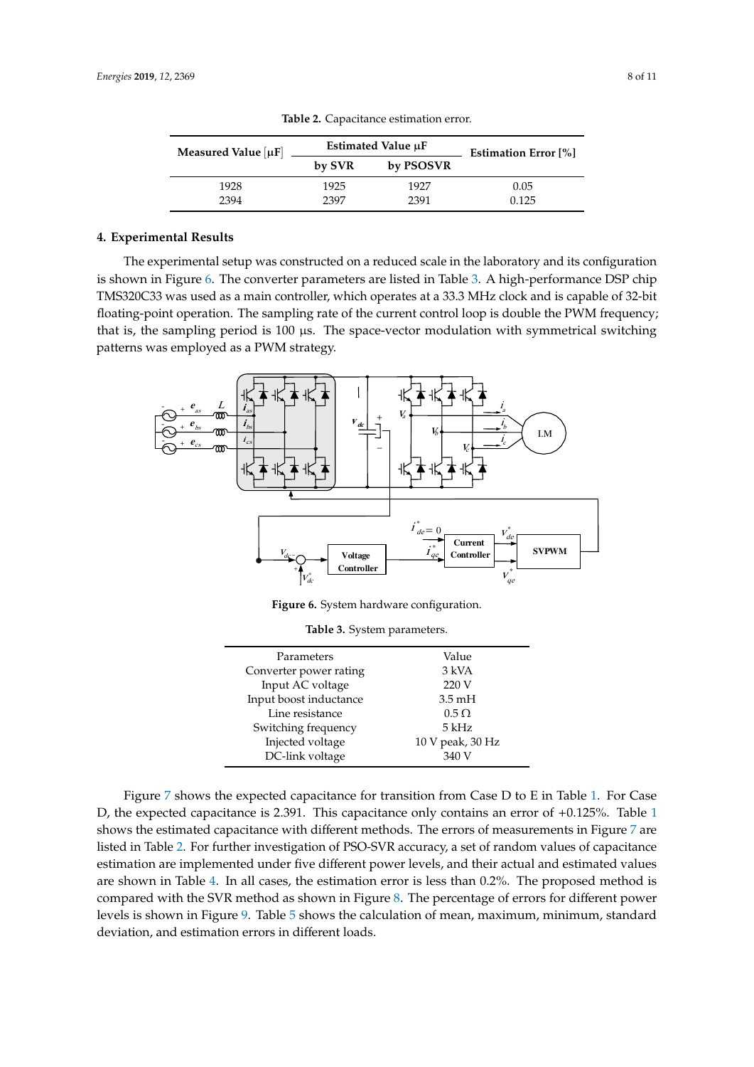**Table 2.** Capacitance estimation error.

| Measured Value [μF] | Estimated Value μF | | Estimation Error [%] |
|---|---|---|---|
| | by SVR | by PSOSVR | |
| 1928 | 1925 | 1927 | 0.05 |
| 2394 | 2397 | 2391 | 0.125 |

## 4. Experimental Results

The experimental setup was constructed on a reduced scale in the laboratory and its configuration is shown in Figure 6. The converter parameters are listed in Table 3. A high-performance DSP chip TMS320C33 was used as a main controller, which operates at a 33.3 MHz clock and is capable of 32-bit floating-point operation. The sampling rate of the current control loop is double the PWM frequency; that is, the sampling period is 100 μs. The space-vector modulation with symmetrical switching patterns was employed as a PWM strategy.

**Figure 6.** System hardware configuration.

**Table 3.** System parameters.

| Parameters | Value |
|---|---|
| Converter power rating | 3 kVA |
| Input AC voltage | 220 V |
| Input boost inductance | 3.5 mH |
| Line resistance | 0.5 Ω |
| Switching frequency | 5 kHz |
| Injected voltage | 10 V peak, 30 Hz |
| DC-link voltage | 340 V |

Figure 7 shows the expected capacitance for transition from Case D to E in Table 1. For Case D, the expected capacitance is 2.391. This capacitance only contains an error of +0.125%. Table 1 shows the estimated capacitance with different methods. The errors of measurements in Figure 7 are listed in Table 2. For further investigation of PSO-SVR accuracy, a set of random values of capacitance estimation are implemented under five different power levels, and their actual and estimated values are shown in Table 4. In all cases, the estimation error is less than 0.2%. The proposed method is compared with the SVR method as shown in Figure 8. The percentage of errors for different power levels is shown in Figure 9. Table 5 shows the calculation of mean, maximum, minimum, standard deviation, and estimation errors in different loads.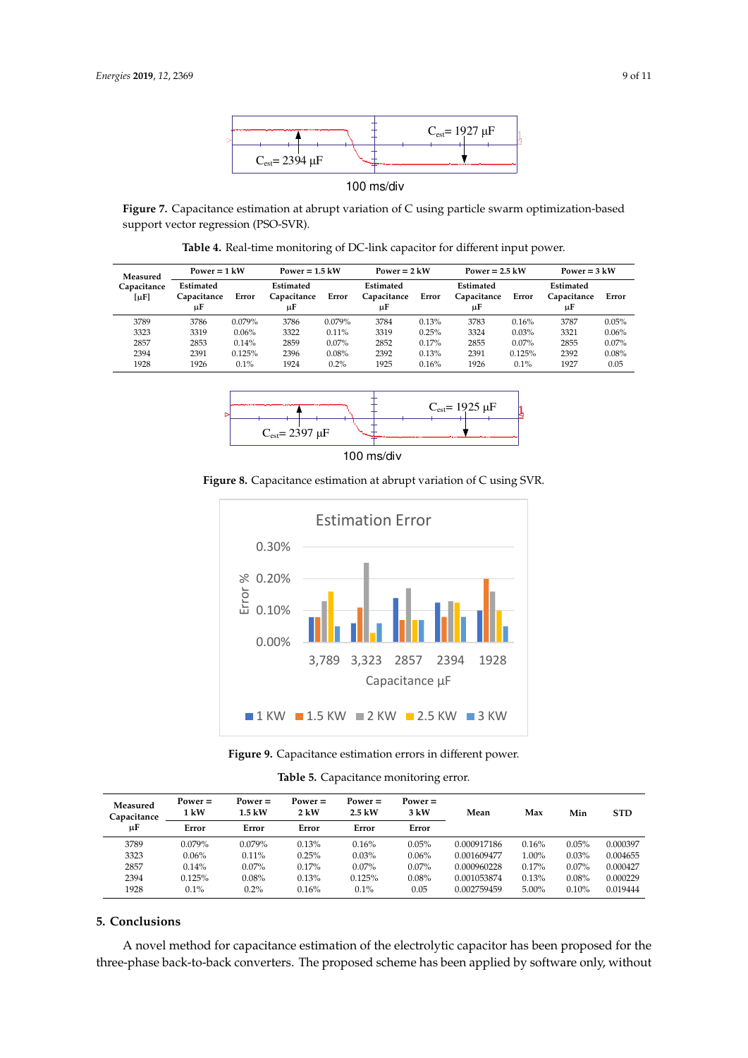Figure 7. Capacitance estimation at abrupt variation of C using particle swarm optimization-based support vector regression (PSO-SVR).

Table 4. Real-time monitoring of DC-link capacitor for different input power.

| Measured Capacitance [μF] | Power = 1 kW | | Power = 1.5 kW | | Power = 2 kW | | Power = 2.5 kW | | Power = 3 kW | |
|---|---|---|---|---|---|---|---|---|---|---|
| | Estimated Capacitance μF | Error | Estimated Capacitance μF | Error | Estimated Capacitance μF | Error | Estimated Capacitance μF | Error | Estimated Capacitance μF | Error |
| 3789 | 3786 | 0.079% | 3786 | 0.079% | 3784 | 0.13% | 3783 | 0.16% | 3787 | 0.05% |
| 3323 | 3319 | 0.06% | 3322 | 0.11% | 3319 | 0.25% | 3324 | 0.03% | 3321 | 0.06% |
| 2857 | 2853 | 0.14% | 2859 | 0.07% | 2852 | 0.17% | 2855 | 0.07% | 2855 | 0.07% |
| 2394 | 2391 | 0.125% | 2396 | 0.08% | 2392 | 0.13% | 2391 | 0.125% | 2392 | 0.08% |
| 1928 | 1926 | 0.1% | 1924 | 0.2% | 1925 | 0.16% | 1926 | 0.1% | 1927 | 0.05 |

Figure 8. Capacitance estimation at abrupt variation of C using SVR.

Figure 9. Capacitance estimation errors in different power.

Table 5. Capacitance monitoring error.

| Measured Capacitance μF | Power = 1 kW | Power = 1.5 kW | Power = 2 kW | Power = 2.5 kW | Power = 3 kW | Mean | Max | Min | STD |
|---|---|---|---|---|---|---|---|---|---|
| | Error | Error | Error | Error | Error | | | | |
| 3789 | 0.079% | 0.079% | 0.13% | 0.16% | 0.05% | 0.000917186 | 0.16% | 0.05% | 0.000397 |
| 3323 | 0.06% | 0.11% | 0.25% | 0.03% | 0.06% | 0.001609477 | 1.00% | 0.03% | 0.004655 |
| 2857 | 0.14% | 0.07% | 0.17% | 0.07% | 0.07% | 0.000960228 | 0.17% | 0.07% | 0.000427 |
| 2394 | 0.125% | 0.08% | 0.13% | 0.125% | 0.08% | 0.001053874 | 0.13% | 0.08% | 0.000229 |
| 1928 | 0.1% | 0.2% | 0.16% | 0.1% | 0.05 | 0.002759459 | 5.00% | 0.10% | 0.019444 |

## 5. Conclusions

A novel method for capacitance estimation of the electrolytic capacitor has been proposed for the three-phase back-to-back converters. The proposed scheme has been applied by software only, without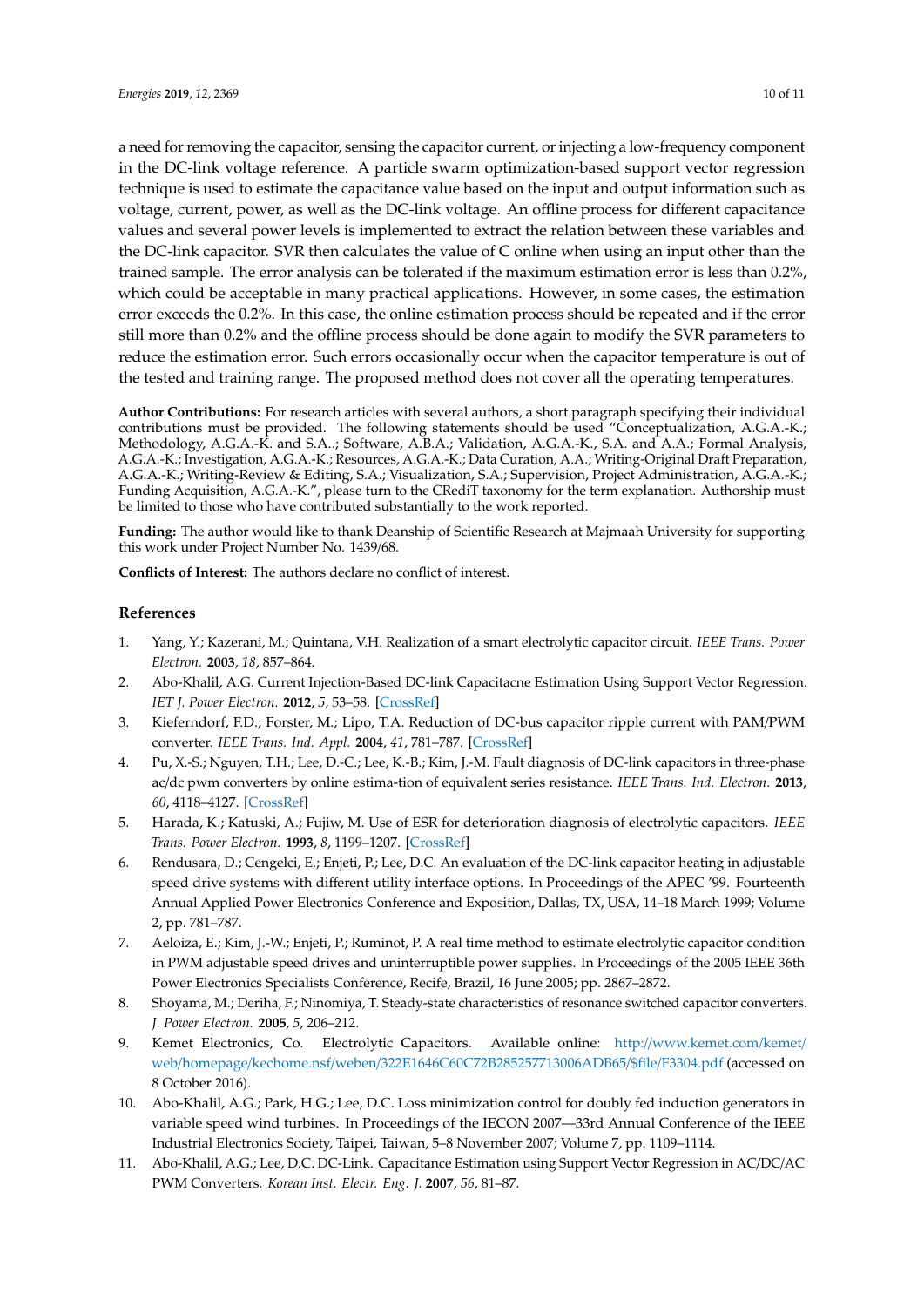a need for removing the capacitor, sensing the capacitor current, or injecting a low-frequency component in the DC-link voltage reference. A particle swarm optimization-based support vector regression technique is used to estimate the capacitance value based on the input and output information such as voltage, current, power, as well as the DC-link voltage. An offline process for different capacitance values and several power levels is implemented to extract the relation between these variables and the DC-link capacitor. SVR then calculates the value of C online when using an input other than the trained sample. The error analysis can be tolerated if the maximum estimation error is less than 0.2%, which could be acceptable in many practical applications. However, in some cases, the estimation error exceeds the 0.2%. In this case, the online estimation process should be repeated and if the error still more than 0.2% and the offline process should be done again to modify the SVR parameters to reduce the estimation error. Such errors occasionally occur when the capacitor temperature is out of the tested and training range. The proposed method does not cover all the operating temperatures.

**Author Contributions:** For research articles with several authors, a short paragraph specifying their individual contributions must be provided. The following statements should be used "Conceptualization, A.G.A.-K.; Methodology, A.G.A.-K. and S.A..; Software, A.B.A.; Validation, A.G.A.-K., S.A. and A.A.; Formal Analysis, A.G.A.-K.; Investigation, A.G.A.-K.; Resources, A.G.A.-K.; Data Curation, A.A.; Writing-Original Draft Preparation, A.G.A.-K.; Writing-Review & Editing, S.A.; Visualization, S.A.; Supervision, Project Administration, A.G.A.-K.; Funding Acquisition, A.G.A.-K.", please turn to the CRediT taxonomy for the term explanation. Authorship must be limited to those who have contributed substantially to the work reported.

**Funding:** The author would like to thank Deanship of Scientific Research at Majmaah University for supporting this work under Project Number No. 1439/68.

**Conflicts of Interest:** The authors declare no conflict of interest.

## References

1. Yang, Y.; Kazerani, M.; Quintana, V.H. Realization of a smart electrolytic capacitor circuit. *IEEE Trans. Power Electron.* **2003**, *18*, 857–864.
2. Abo-Khalil, A.G. Current Injection-Based DC-link Capacitacne Estimation Using Support Vector Regression. *IET J. Power Electron.* **2012**, *5*, 53–58. [CrossRef]
3. Kieferndorf, F.D.; Forster, M.; Lipo, T.A. Reduction of DC-bus capacitor ripple current with PAM/PWM converter. *IEEE Trans. Ind. Appl.* **2004**, *41*, 781–787. [CrossRef]
4. Pu, X.-S.; Nguyen, T.H.; Lee, D.-C.; Lee, K.-B.; Kim, J.-M. Fault diagnosis of DC-link capacitors in three-phase ac/dc pwm converters by online estima-tion of equivalent series resistance. *IEEE Trans. Ind. Electron.* **2013**, *60*, 4118–4127. [CrossRef]
5. Harada, K.; Katuski, A.; Fujiw, M. Use of ESR for deterioration diagnosis of electrolytic capacitors. *IEEE Trans. Power Electron.* **1993**, *8*, 1199–1207. [CrossRef]
6. Rendusara, D.; Cengelci, E.; Enjeti, P.; Lee, D.C. An evaluation of the DC-link capacitor heating in adjustable speed drive systems with different utility interface options. In Proceedings of the APEC '99. Fourteenth Annual Applied Power Electronics Conference and Exposition, Dallas, TX, USA, 14–18 March 1999; Volume 2, pp. 781–787.
7. Aeloiza, E.; Kim, J.-W.; Enjeti, P.; Ruminot, P. A real time method to estimate electrolytic capacitor condition in PWM adjustable speed drives and uninterruptible power supplies. In Proceedings of the 2005 IEEE 36th Power Electronics Specialists Conference, Recife, Brazil, 16 June 2005; pp. 2867–2872.
8. Shoyama, M.; Deriha, F.; Ninomiya, T. Steady-state characteristics of resonance switched capacitor converters. *J. Power Electron.* **2005**, *5*, 206–212.
9. Kemet Electronics, Co. Electrolytic Capacitors. Available online: http://www.kemet.com/kemet/web/homepage/kechome.nsf/weben/322E1646C60C72B285257713006ADB65/$file/F3304.pdf (accessed on 8 October 2016).
10. Abo-Khalil, A.G.; Park, H.G.; Lee, D.C. Loss minimization control for doubly fed induction generators in variable speed wind turbines. In Proceedings of the IECON 2007—33rd Annual Conference of the IEEE Industrial Electronics Society, Taipei, Taiwan, 5–8 November 2007; Volume 7, pp. 1109–1114.
11. Abo-Khalil, A.G.; Lee, D.C. DC-Link. Capacitance Estimation using Support Vector Regression in AC/DC/AC PWM Converters. *Korean Inst. Electr. Eng. J.* **2007**, *56*, 81–87.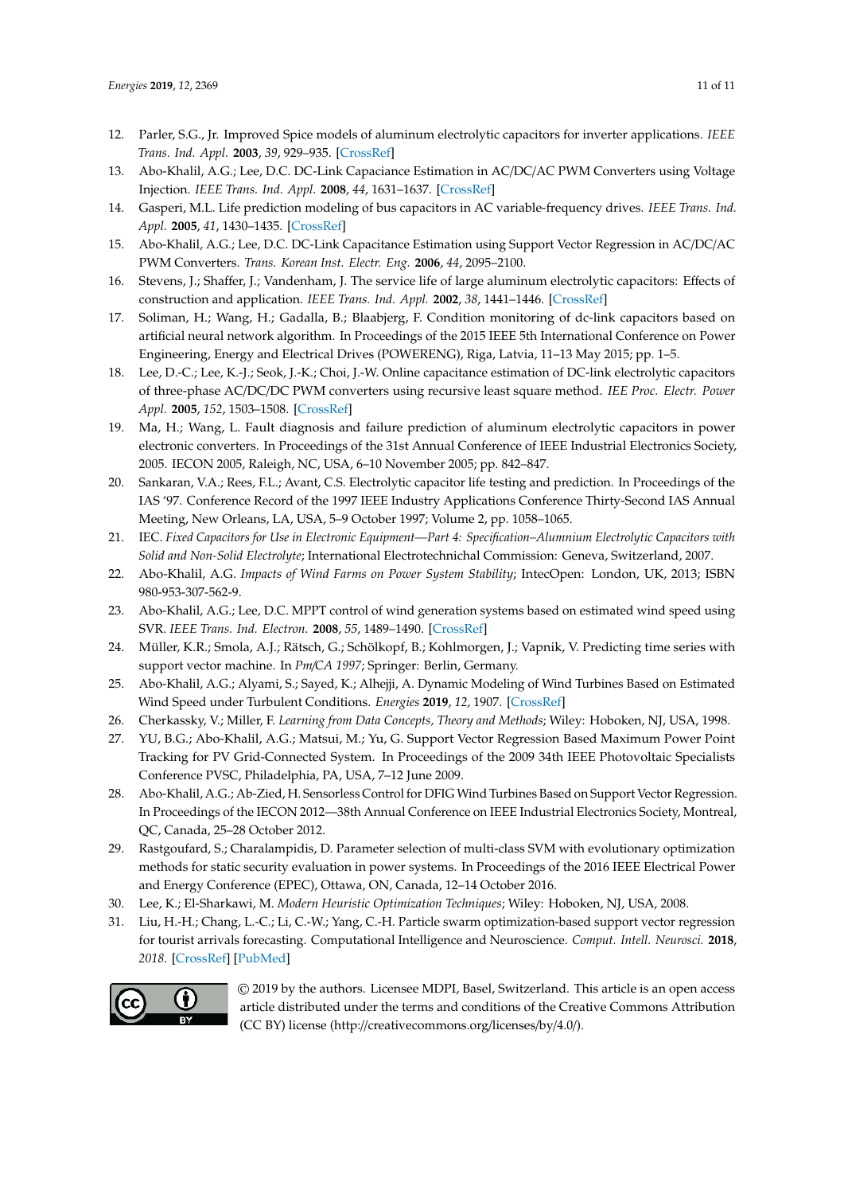12. Parler, S.G., Jr. Improved Spice models of aluminum electrolytic capacitors for inverter applications. *IEEE Trans. Ind. Appl.* **2003**, *39*, 929–935. [CrossRef]
13. Abo-Khalil, A.G.; Lee, D.C. DC-Link Capaciance Estimation in AC/DC/AC PWM Converters using Voltage Injection. *IEEE Trans. Ind. Appl.* **2008**, *44*, 1631–1637. [CrossRef]
14. Gasperi, M.L. Life prediction modeling of bus capacitors in AC variable-frequency drives. *IEEE Trans. Ind. Appl.* **2005**, *41*, 1430–1435. [CrossRef]
15. Abo-Khalil, A.G.; Lee, D.C. DC-Link Capacitance Estimation using Support Vector Regression in AC/DC/AC PWM Converters. *Trans. Korean Inst. Electr. Eng.* **2006**, *44*, 2095–2100.
16. Stevens, J.; Shaffer, J.; Vandenham, J. The service life of large aluminum electrolytic capacitors: Effects of construction and application. *IEEE Trans. Ind. Appl.* **2002**, *38*, 1441–1446. [CrossRef]
17. Soliman, H.; Wang, H.; Gadalla, B.; Blaabjerg, F. Condition monitoring of dc-link capacitors based on artificial neural network algorithm. In Proceedings of the 2015 IEEE 5th International Conference on Power Engineering, Energy and Electrical Drives (POWERENG), Riga, Latvia, 11–13 May 2015; pp. 1–5.
18. Lee, D.-C.; Lee, K.-J.; Seok, J.-K.; Choi, J.-W. Online capacitance estimation of DC-link electrolytic capacitors of three-phase AC/DC/DC PWM converters using recursive least square method. *IEE Proc. Electr. Power Appl.* **2005**, *152*, 1503–1508. [CrossRef]
19. Ma, H.; Wang, L. Fault diagnosis and failure prediction of aluminum electrolytic capacitors in power electronic converters. In Proceedings of the 31st Annual Conference of IEEE Industrial Electronics Society, 2005. IECON 2005, Raleigh, NC, USA, 6–10 November 2005; pp. 842–847.
20. Sankaran, V.A.; Rees, F.L.; Avant, C.S. Electrolytic capacitor life testing and prediction. In Proceedings of the IAS '97. Conference Record of the 1997 IEEE Industry Applications Conference Thirty-Second IAS Annual Meeting, New Orleans, LA, USA, 5–9 October 1997; Volume 2, pp. 1058–1065.
21. IEC. *Fixed Capacitors for Use in Electronic Equipment—Part 4: Specification–Alumnium Electrolytic Capacitors with Solid and Non-Solid Electrolyte*; International Electrotechnichal Commission: Geneva, Switzerland, 2007.
22. Abo-Khalil, A.G. *Impacts of Wind Farms on Power System Stability*; IntecOpen: London, UK, 2013; ISBN 980-953-307-562-9.
23. Abo-Khalil, A.G.; Lee, D.C. MPPT control of wind generation systems based on estimated wind speed using SVR. *IEEE Trans. Ind. Electron.* **2008**, *55*, 1489–1490. [CrossRef]
24. Müller, K.R.; Smola, A.J.; Rätsch, G.; Schölkopf, B.; Kohlmorgen, J.; Vapnik, V. Predicting time series with support vector machine. In *Pm/CA 1997*; Springer: Berlin, Germany.
25. Abo-Khalil, A.G.; Alyami, S.; Sayed, K.; Alhejji, A. Dynamic Modeling of Wind Turbines Based on Estimated Wind Speed under Turbulent Conditions. *Energies* **2019**, *12*, 1907. [CrossRef]
26. Cherkassky, V.; Miller, F. *Learning from Data Concepts, Theory and Methods*; Wiley: Hoboken, NJ, USA, 1998.
27. YU, B.G.; Abo-Khalil, A.G.; Matsui, M.; Yu, G. Support Vector Regression Based Maximum Power Point Tracking for PV Grid-Connected System. In Proceedings of the 2009 34th IEEE Photovoltaic Specialists Conference PVSC, Philadelphia, PA, USA, 7–12 June 2009.
28. Abo-Khalil, A.G.; Ab-Zied, H. Sensorless Control for DFIG Wind Turbines Based on Support Vector Regression. In Proceedings of the IECON 2012—38th Annual Conference on IEEE Industrial Electronics Society, Montreal, QC, Canada, 25–28 October 2012.
29. Rastgoufard, S.; Charalampidis, D. Parameter selection of multi-class SVM with evolutionary optimization methods for static security evaluation in power systems. In Proceedings of the 2016 IEEE Electrical Power and Energy Conference (EPEC), Ottawa, ON, Canada, 12–14 October 2016.
30. Lee, K.; El-Sharkawi, M. *Modern Heuristic Optimization Techniques*; Wiley: Hoboken, NJ, USA, 2008.
31. Liu, H.-H.; Chang, L.-C.; Li, C.-W.; Yang, C.-H. Particle swarm optimization-based support vector regression for tourist arrivals forecasting. Computational Intelligence and Neuroscience. *Comput. Intell. Neurosci.* **2018**, *2018*. [CrossRef] [PubMed]

© 2019 by the authors. Licensee MDPI, Basel, Switzerland. This article is an open access article distributed under the terms and conditions of the Creative Commons Attribution (CC BY) license (http://creativecommons.org/licenses/by/4.0/).